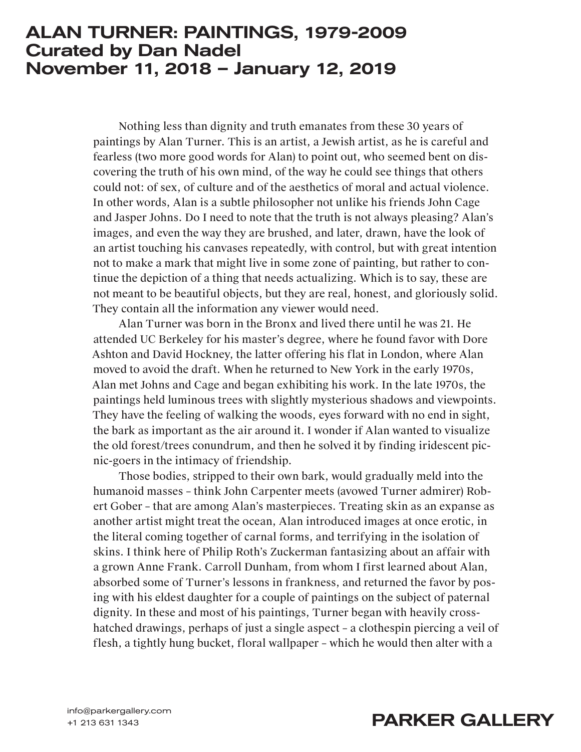# ALAN TURNER: PAINTINGS, 1979-2009
# Curated by Dan Nadel
# November 11, 2018 – January 12, 2019

Nothing less than dignity and truth emanates from these 30 years of paintings by Alan Turner. This is an artist, a Jewish artist, as he is careful and fearless (two more good words for Alan) to point out, who seemed bent on discovering the truth of his own mind, of the way he could see things that others could not: of sex, of culture and of the aesthetics of moral and actual violence. In other words, Alan is a subtle philosopher not unlike his friends John Cage and Jasper Johns. Do I need to note that the truth is not always pleasing? Alan's images, and even the way they are brushed, and later, drawn, have the look of an artist touching his canvases repeatedly, with control, but with great intention not to make a mark that might live in some zone of painting, but rather to continue the depiction of a thing that needs actualizing. Which is to say, these are not meant to be beautiful objects, but they are real, honest, and gloriously solid. They contain all the information any viewer would need.

Alan Turner was born in the Bronx and lived there until he was 21. He attended UC Berkeley for his master's degree, where he found favor with Dore Ashton and David Hockney, the latter offering his flat in London, where Alan moved to avoid the draft. When he returned to New York in the early 1970s, Alan met Johns and Cage and began exhibiting his work. In the late 1970s, the paintings held luminous trees with slightly mysterious shadows and viewpoints. They have the feeling of walking the woods, eyes forward with no end in sight, the bark as important as the air around it. I wonder if Alan wanted to visualize the old forest/trees conundrum, and then he solved it by finding iridescent picnic-goers in the intimacy of friendship.

Those bodies, stripped to their own bark, would gradually meld into the humanoid masses – think John Carpenter meets (avowed Turner admirer) Robert Gober – that are among Alan's masterpieces. Treating skin as an expanse as another artist might treat the ocean, Alan introduced images at once erotic, in the literal coming together of carnal forms, and terrifying in the isolation of skins. I think here of Philip Roth's Zuckerman fantasizing about an affair with a grown Anne Frank. Carroll Dunham, from whom I first learned about Alan, absorbed some of Turner's lessons in frankness, and returned the favor by posing with his eldest daughter for a couple of paintings on the subject of paternal dignity. In these and most of his paintings, Turner began with heavily cross-hatched drawings, perhaps of just a single aspect – a clothespin piercing a veil of flesh, a tightly hung bucket, floral wallpaper – which he would then alter with a

info@parkergallery.com
+1 213 631 1343

PARKER GALLERY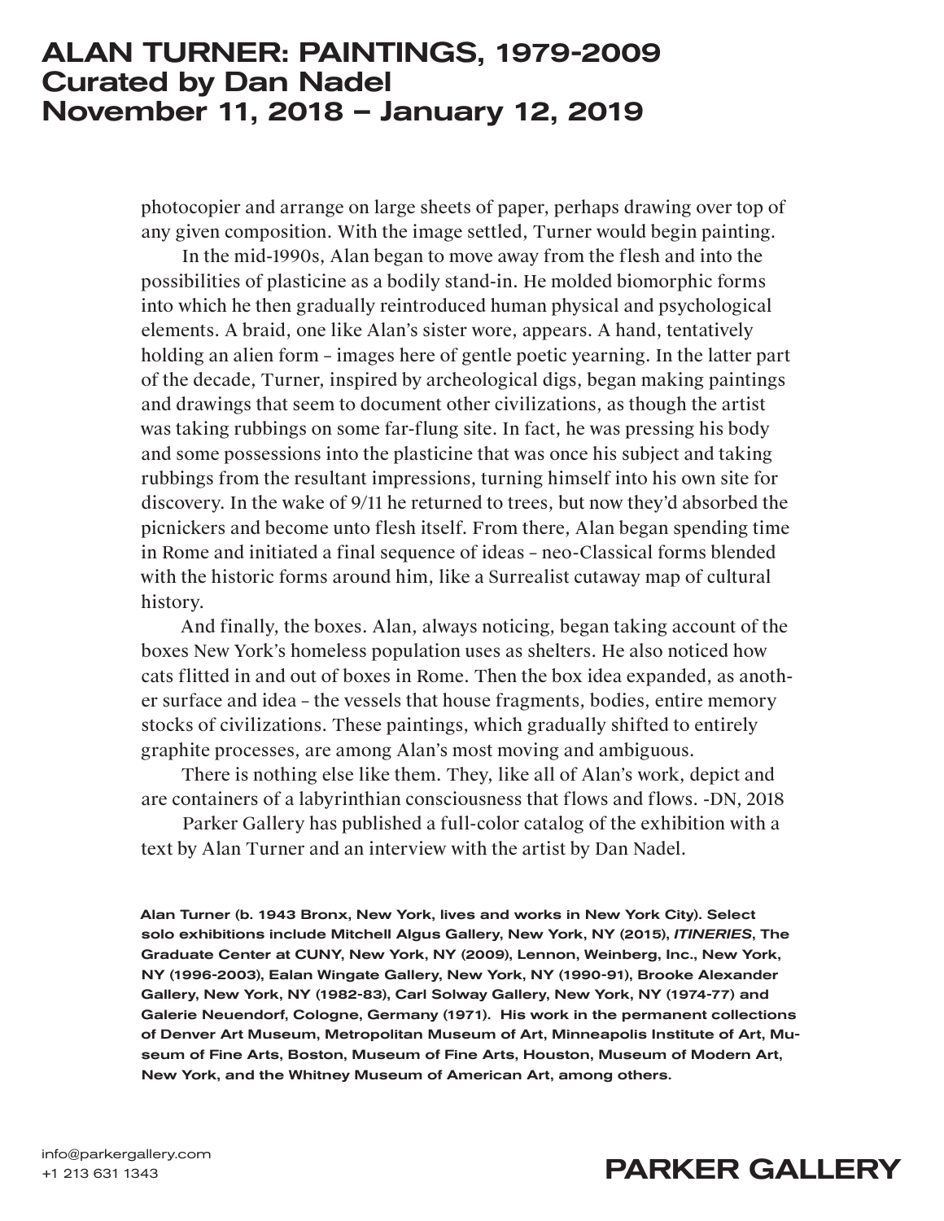photocopier and arrange on large sheets of paper, perhaps drawing over top of any given composition. With the image settled, Turner would begin painting.

In the mid-1990s, Alan began to move away from the flesh and into the possibilities of plasticine as a bodily stand-in. He molded biomorphic forms into which he then gradually reintroduced human physical and psychological elements. A braid, one like Alan's sister wore, appears. A hand, tentatively holding an alien form – images here of gentle poetic yearning. In the latter part of the decade, Turner, inspired by archeological digs, began making paintings and drawings that seem to document other civilizations, as though the artist was taking rubbings on some far-flung site. In fact, he was pressing his body and some possessions into the plasticine that was once his subject and taking rubbings from the resultant impressions, turning himself into his own site for discovery. In the wake of 9/11 he returned to trees, but now they'd absorbed the picnickers and become unto flesh itself. From there, Alan began spending time in Rome and initiated a final sequence of ideas – neo-Classical forms blended with the historic forms around him, like a Surrealist cutaway map of cultural history.

And finally, the boxes. Alan, always noticing, began taking account of the boxes New York's homeless population uses as shelters. He also noticed how cats flitted in and out of boxes in Rome. Then the box idea expanded, as another surface and idea – the vessels that house fragments, bodies, entire memory stocks of civilizations. These paintings, which gradually shifted to entirely graphite processes, are among Alan's most moving and ambiguous.

There is nothing else like them. They, like all of Alan's work, depict and are containers of a labyrinthian consciousness that flows and flows. -DN, 2018

Parker Gallery has published a full-color catalog of the exhibition with a text by Alan Turner and an interview with the artist by Dan Nadel.

**Alan Turner (b. 1943 Bronx, New York, lives and works in New York City). Select solo exhibitions include Mitchell Algus Gallery, New York, NY (2015), *ITINERIES*, The Graduate Center at CUNY, New York, NY (2009), Lennon, Weinberg, Inc., New York, NY (1996-2003), Ealan Wingate Gallery, New York, NY (1990-91), Brooke Alexander Gallery, New York, NY (1982-83), Carl Solway Gallery, New York, NY (1974-77) and Galerie Neuendorf, Cologne, Germany (1971). His work in the permanent collections of Denver Art Museum, Metropolitan Museum of Art, Minneapolis Institute of Art, Museum of Fine Arts, Boston, Museum of Fine Arts, Houston, Museum of Modern Art, New York, and the Whitney Museum of American Art, among others.**